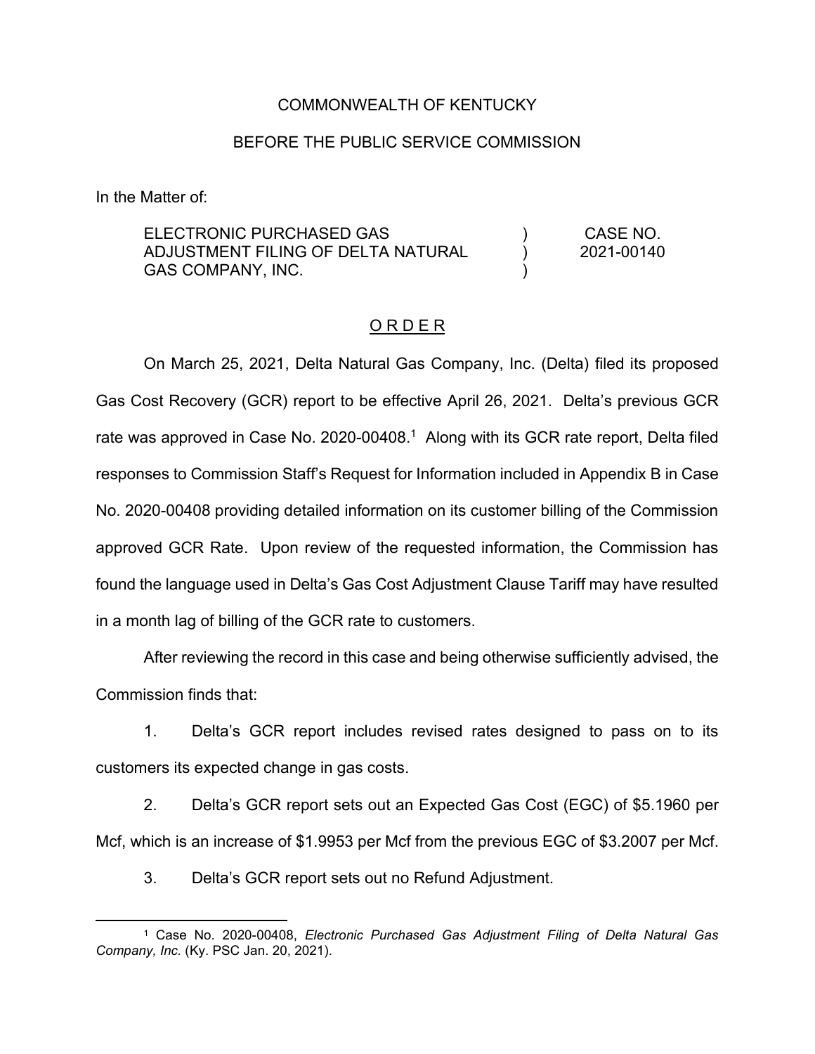COMMONWEALTH OF KENTUCKY

BEFORE THE PUBLIC SERVICE COMMISSION

In the Matter of:

| | | |
|---|---|---|
| ELECTRONIC PURCHASED GAS ADJUSTMENT FILING OF DELTA NATURAL GAS COMPANY, INC. | ) ) ) | CASE NO. 2021-00140 |

## O R D E R

On March 25, 2021, Delta Natural Gas Company, Inc. (Delta) filed its proposed Gas Cost Recovery (GCR) report to be effective April 26, 2021. Delta's previous GCR rate was approved in Case No. 2020-00408.[1] Along with its GCR rate report, Delta filed responses to Commission Staff's Request for Information included in Appendix B in Case No. 2020-00408 providing detailed information on its customer billing of the Commission approved GCR Rate. Upon review of the requested information, the Commission has found the language used in Delta's Gas Cost Adjustment Clause Tariff may have resulted in a month lag of billing of the GCR rate to customers.

After reviewing the record in this case and being otherwise sufficiently advised, the Commission finds that:

1. Delta's GCR report includes revised rates designed to pass on to its customers its expected change in gas costs.

2. Delta's GCR report sets out an Expected Gas Cost (EGC) of $5.1960 per Mcf, which is an increase of $1.9953 per Mcf from the previous EGC of $3.2007 per Mcf.

3. Delta's GCR report sets out no Refund Adjustment.

---

[1] Case No. 2020-00408, *Electronic Purchased Gas Adjustment Filing of Delta Natural Gas Company, Inc.* (Ky. PSC Jan. 20, 2021).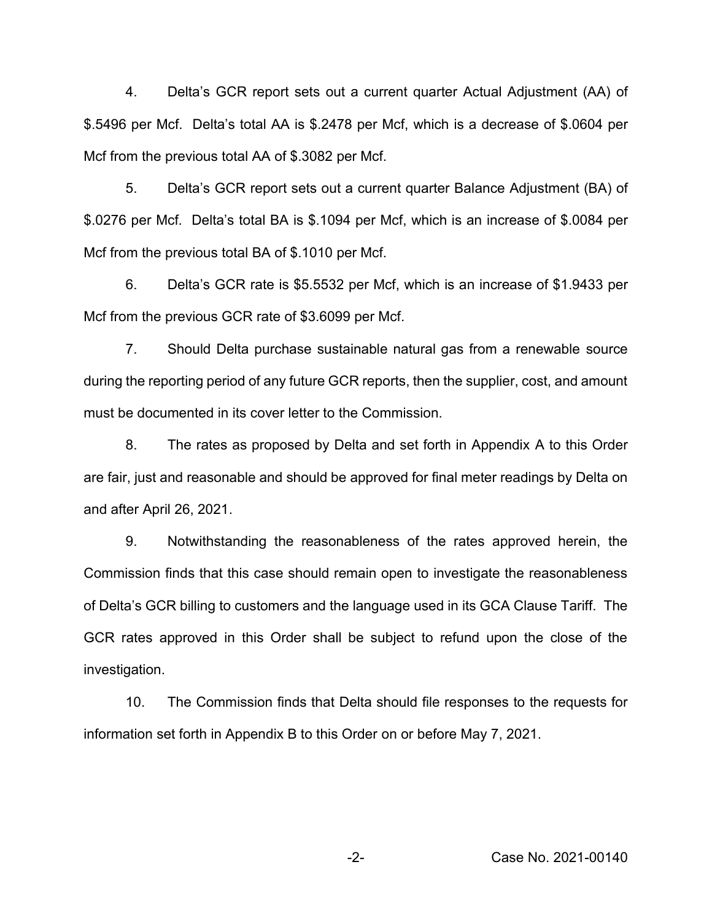4. Delta's GCR report sets out a current quarter Actual Adjustment (AA) of $.5496 per Mcf. Delta's total AA is $.2478 per Mcf, which is a decrease of $.0604 per Mcf from the previous total AA of $.3082 per Mcf.

5. Delta's GCR report sets out a current quarter Balance Adjustment (BA) of $.0276 per Mcf. Delta's total BA is $.1094 per Mcf, which is an increase of $.0084 per Mcf from the previous total BA of $.1010 per Mcf.

6. Delta's GCR rate is $5.5532 per Mcf, which is an increase of $1.9433 per Mcf from the previous GCR rate of $3.6099 per Mcf.

7. Should Delta purchase sustainable natural gas from a renewable source during the reporting period of any future GCR reports, then the supplier, cost, and amount must be documented in its cover letter to the Commission.

8. The rates as proposed by Delta and set forth in Appendix A to this Order are fair, just and reasonable and should be approved for final meter readings by Delta on and after April 26, 2021.

9. Notwithstanding the reasonableness of the rates approved herein, the Commission finds that this case should remain open to investigate the reasonableness of Delta's GCR billing to customers and the language used in its GCA Clause Tariff. The GCR rates approved in this Order shall be subject to refund upon the close of the investigation.

10. The Commission finds that Delta should file responses to the requests for information set forth in Appendix B to this Order on or before May 7, 2021.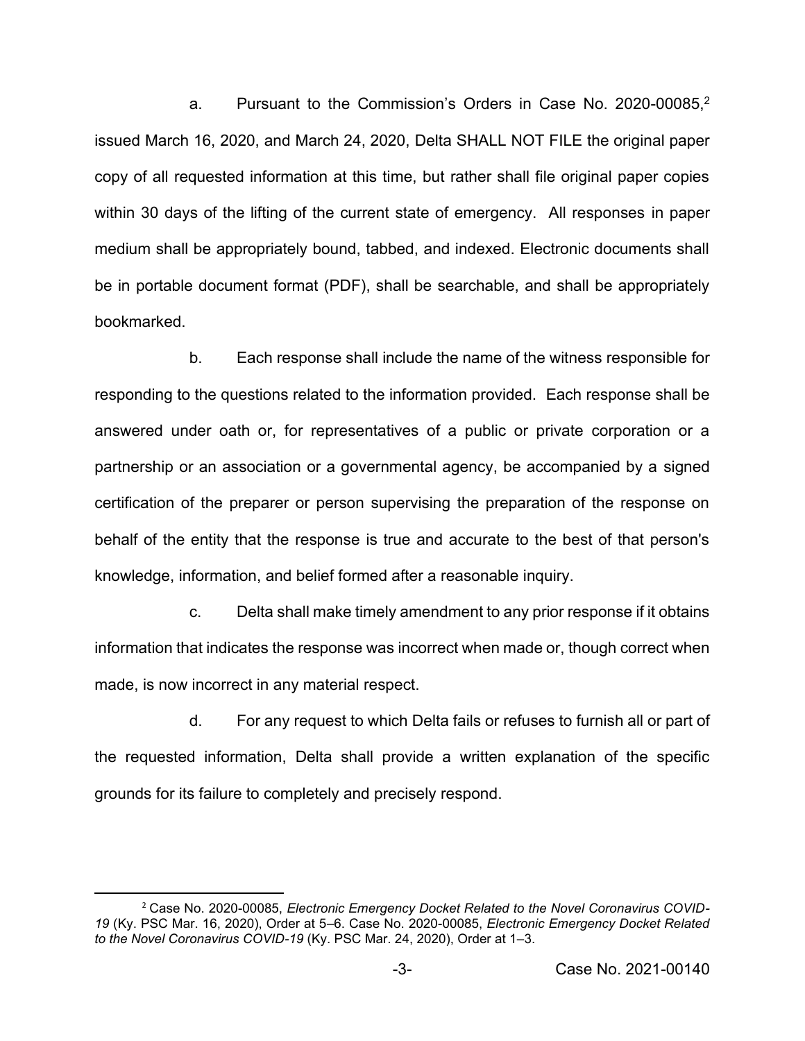a. Pursuant to the Commission's Orders in Case No. 2020-00085,[2] issued March 16, 2020, and March 24, 2020, Delta SHALL NOT FILE the original paper copy of all requested information at this time, but rather shall file original paper copies within 30 days of the lifting of the current state of emergency. All responses in paper medium shall be appropriately bound, tabbed, and indexed. Electronic documents shall be in portable document format (PDF), shall be searchable, and shall be appropriately bookmarked.

b. Each response shall include the name of the witness responsible for responding to the questions related to the information provided. Each response shall be answered under oath or, for representatives of a public or private corporation or a partnership or an association or a governmental agency, be accompanied by a signed certification of the preparer or person supervising the preparation of the response on behalf of the entity that the response is true and accurate to the best of that person's knowledge, information, and belief formed after a reasonable inquiry.

c. Delta shall make timely amendment to any prior response if it obtains information that indicates the response was incorrect when made or, though correct when made, is now incorrect in any material respect.

d. For any request to which Delta fails or refuses to furnish all or part of the requested information, Delta shall provide a written explanation of the specific grounds for its failure to completely and precisely respond.

---

[2] Case No. 2020-00085, *Electronic Emergency Docket Related to the Novel Coronavirus COVID-19* (Ky. PSC Mar. 16, 2020), Order at 5–6. Case No. 2020-00085, *Electronic Emergency Docket Related to the Novel Coronavirus COVID-19* (Ky. PSC Mar. 24, 2020), Order at 1–3.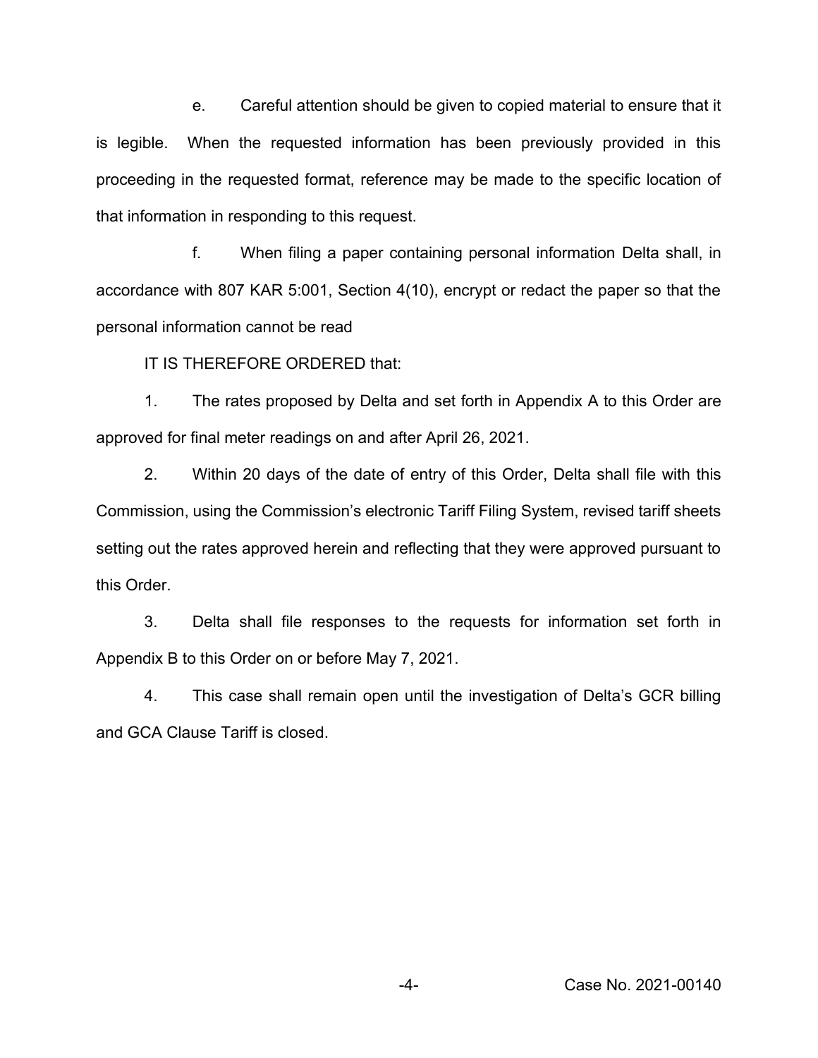e. Careful attention should be given to copied material to ensure that it is legible. When the requested information has been previously provided in this proceeding in the requested format, reference may be made to the specific location of that information in responding to this request.

f. When filing a paper containing personal information Delta shall, in accordance with 807 KAR 5:001, Section 4(10), encrypt or redact the paper so that the personal information cannot be read

IT IS THEREFORE ORDERED that:

1. The rates proposed by Delta and set forth in Appendix A to this Order are approved for final meter readings on and after April 26, 2021.

2. Within 20 days of the date of entry of this Order, Delta shall file with this Commission, using the Commission's electronic Tariff Filing System, revised tariff sheets setting out the rates approved herein and reflecting that they were approved pursuant to this Order.

3. Delta shall file responses to the requests for information set forth in Appendix B to this Order on or before May 7, 2021.

4. This case shall remain open until the investigation of Delta's GCR billing and GCA Clause Tariff is closed.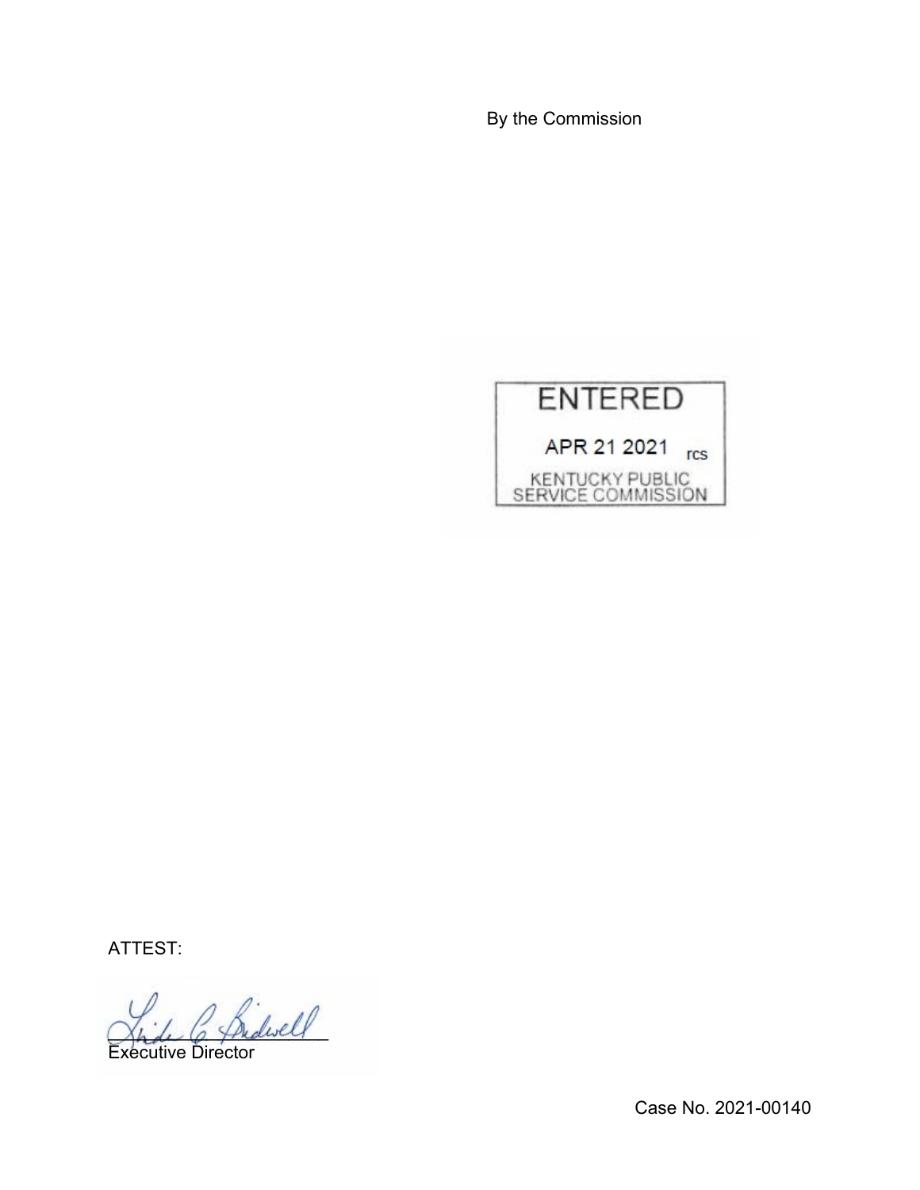By the Commission

ENTERED

APR 21 2021 rcs

KENTUCKY PUBLIC SERVICE COMMISSION

ATTEST:

Executive Director

Case No. 2021-00140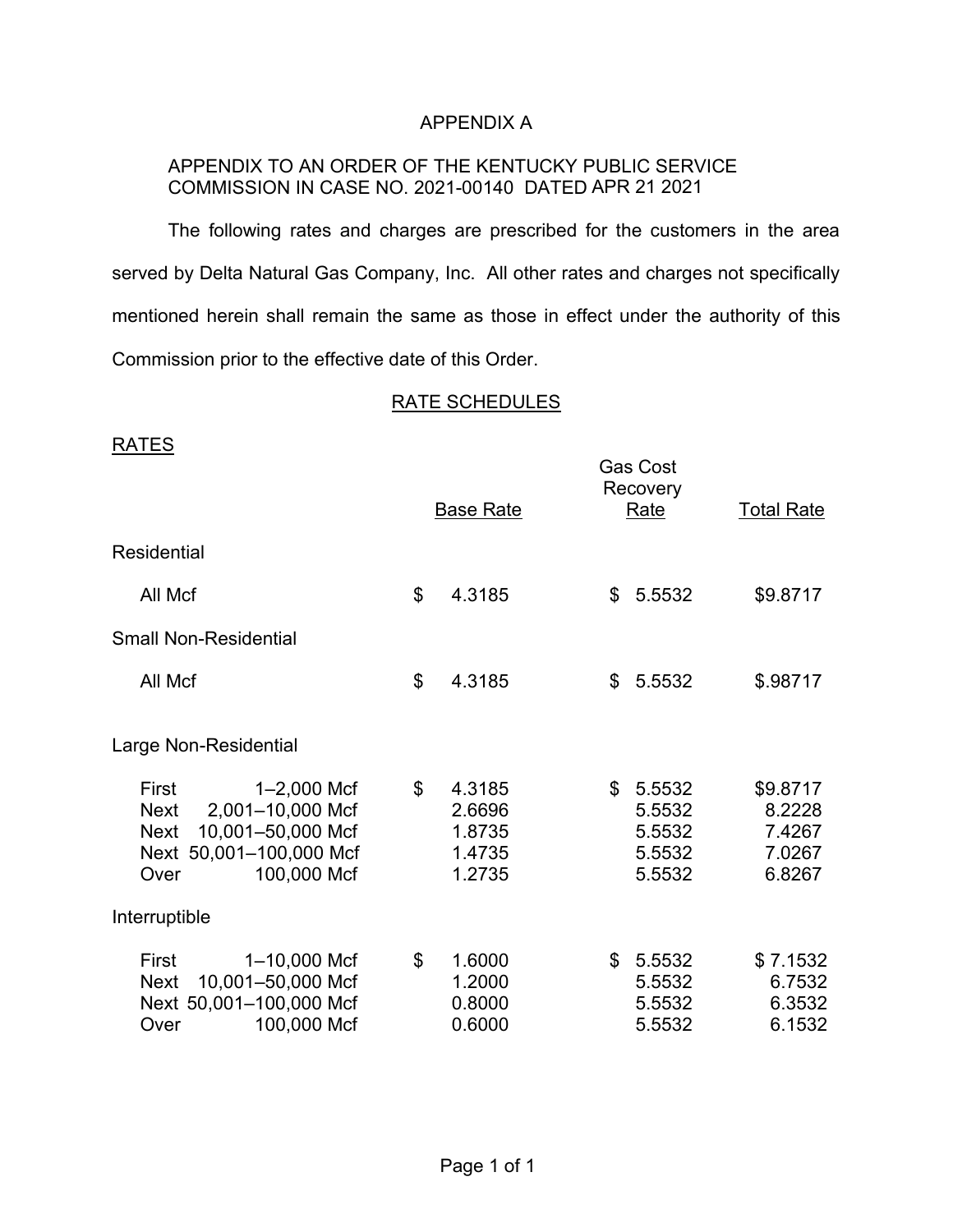# APPENDIX A

APPENDIX TO AN ORDER OF THE KENTUCKY PUBLIC SERVICE COMMISSION IN CASE NO. 2021-00140 DATED APR 21 2021

The following rates and charges are prescribed for the customers in the area served by Delta Natural Gas Company, Inc. All other rates and charges not specifically mentioned herein shall remain the same as those in effect under the authority of this Commission prior to the effective date of this Order.

## RATE SCHEDULES

### RATES

| | Base Rate | Gas Cost Recovery Rate | Total Rate |
|---|---|---|---|
| **Residential** | | | |
| All Mcf | $ 4.3185 | $ 5.5532 | $9.8717 |
| **Small Non-Residential** | | | |
| All Mcf | $ 4.3185 | $ 5.5532 | $.98717 |
| **Large Non-Residential** | | | |
| First 1–2,000 Mcf | $ 4.3185 | $ 5.5532 | $9.8717 |
| Next 2,001–10,000 Mcf | 2.6696 | 5.5532 | 8.2228 |
| Next 10,001–50,000 Mcf | 1.8735 | 5.5532 | 7.4267 |
| Next 50,001–100,000 Mcf | 1.4735 | 5.5532 | 7.0267 |
| Over 100,000 Mcf | 1.2735 | 5.5532 | 6.8267 |
| **Interruptible** | | | |
| First 1–10,000 Mcf | $ 1.6000 | $ 5.5532 | $ 7.1532 |
| Next 10,001–50,000 Mcf | 1.2000 | 5.5532 | 6.7532 |
| Next 50,001–100,000 Mcf | 0.8000 | 5.5532 | 6.3532 |
| Over 100,000 Mcf | 0.6000 | 5.5532 | 6.1532 |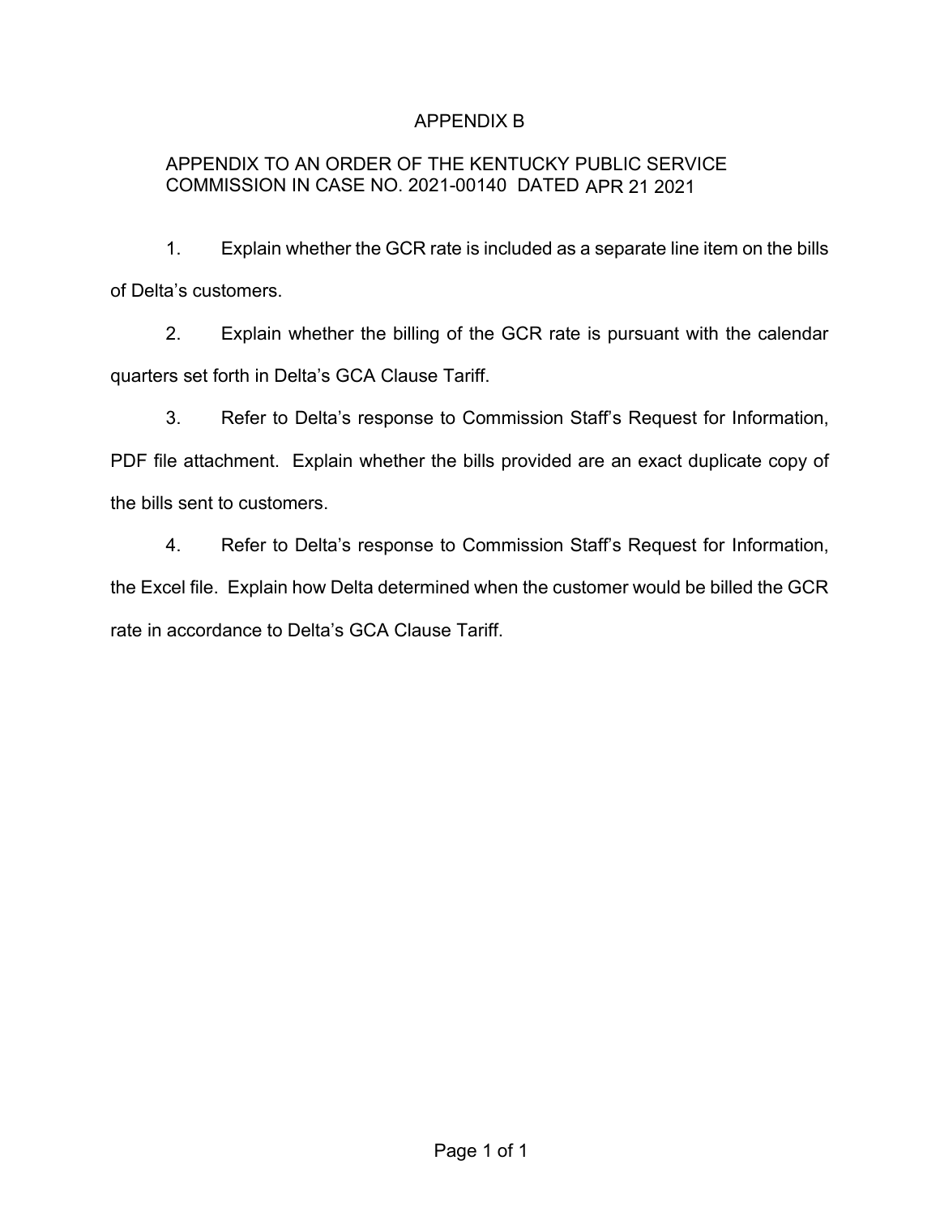# APPENDIX B

APPENDIX TO AN ORDER OF THE KENTUCKY PUBLIC SERVICE COMMISSION IN CASE NO. 2021-00140 DATED APR 21 2021

1. Explain whether the GCR rate is included as a separate line item on the bills of Delta's customers.

2. Explain whether the billing of the GCR rate is pursuant with the calendar quarters set forth in Delta's GCA Clause Tariff.

3. Refer to Delta's response to Commission Staff's Request for Information, PDF file attachment. Explain whether the bills provided are an exact duplicate copy of the bills sent to customers.

4. Refer to Delta's response to Commission Staff's Request for Information, the Excel file. Explain how Delta determined when the customer would be billed the GCR rate in accordance to Delta's GCA Clause Tariff.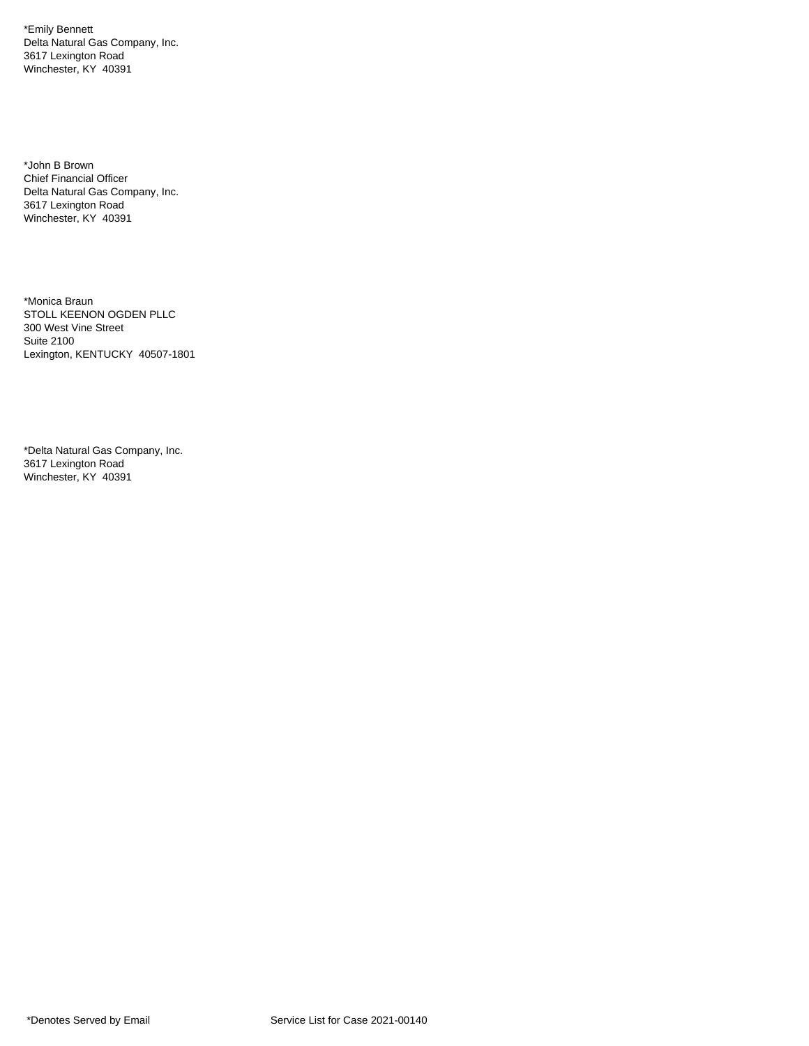*Emily Bennett
Delta Natural Gas Company, Inc.
3617 Lexington Road
Winchester, KY  40391

*John B Brown
Chief Financial Officer
Delta Natural Gas Company, Inc.
3617 Lexington Road
Winchester, KY  40391

*Monica Braun
STOLL KEENON OGDEN PLLC
300 West Vine Street
Suite 2100
Lexington, KENTUCKY  40507-1801

*Delta Natural Gas Company, Inc.
3617 Lexington Road
Winchester, KY  40391

*Denotes Served by Email

Service List for Case 2021-00140